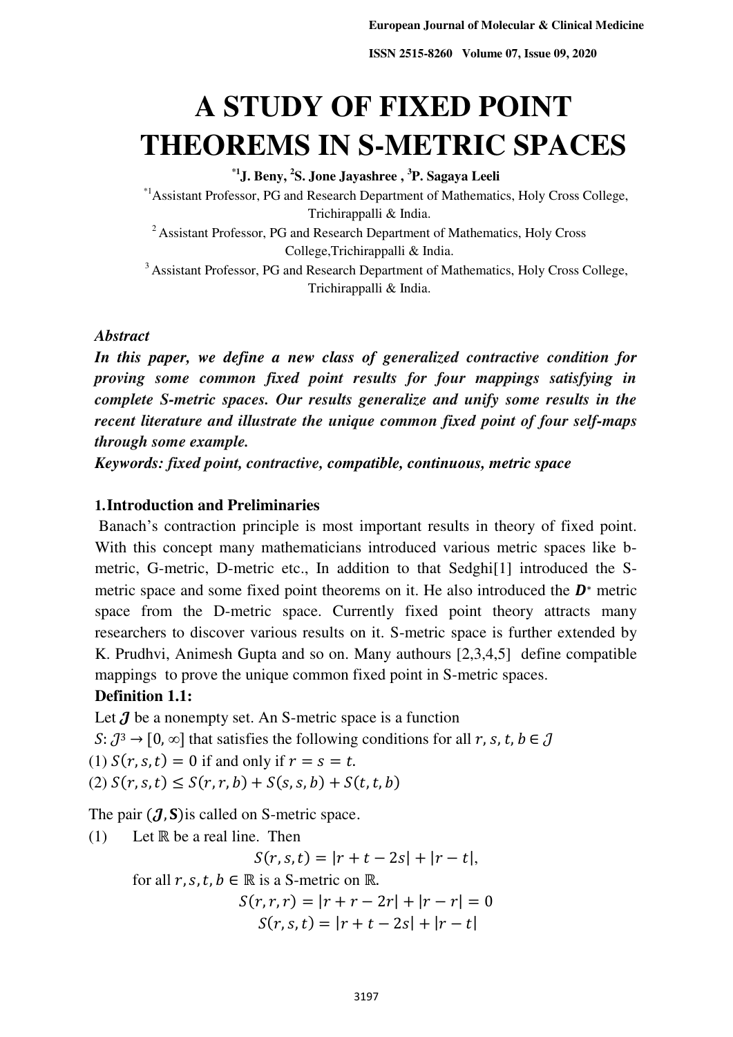# A STUDY OF FIXED POINT THEOREMS IN S-METRIC SPACES

**\*1 J. Beny, 2 S. Jone Jayashree , 3 P. Sagaya Leeli**

\*1 Assistant Professor, PG and Research Department of Mathematics, Holy Cross College, Trichirappalli & India.

2 Assistant Professor, PG and Research Department of Mathematics, Holy Cross College,Trichirappalli & India.

3 Assistant Professor, PG and Research Department of Mathematics, Holy Cross College, Trichirappalli & India.

***Abstract***

***In this paper, we define a new class of generalized contractive condition for proving some common fixed point results for four mappings satisfying in complete S-metric spaces. Our results generalize and unify some results in the recent literature and illustrate the unique common fixed point of four self-maps through some example.***

***Keywords: fixed point, contractive, compatible, continuous, metric space***

## 1. Introduction and Preliminaries

Banach's contraction principle is most important results in theory of fixed point. With this concept many mathematicians introduced various metric spaces like b-metric, G-metric, D-metric etc., In addition to that Sedghi[1] introduced the S-metric space and some fixed point theorems on it. He also introduced the $\boldsymbol{D}^*$ metric space from the D-metric space. Currently fixed point theory attracts many researchers to discover various results on it. S-metric space is further extended by K. Prudhvi, Animesh Gupta and so on. Many authours [2,3,4,5] define compatible mappings to prove the unique common fixed point in S-metric spaces.

**Definition 1.1:**

Let $\boldsymbol{\mathcal{J}}$ be a nonempty set. An S-metric space is a function

$S: \mathcal{J}^3 \rightarrow [0, \infty]$ that satisfies the following conditions for all $r, s, t, b \in \mathcal{J}$

(1) $S(r, s, t) = 0$ if and only if $r = s = t$.

(2) $S(r, s, t) \leq S(r, r, b) + S(s, s, b) + S(t, t, b)$

The pair $(\boldsymbol{\mathcal{J}}, \boldsymbol{S})$ is called on S-metric space.

(1) Let $\mathbb{R}$ be a real line. Then

$$S(r, s, t) = |r + t - 2s| + |r - t|,$$

for all $r, s, t, b \in \mathbb{R}$ is a S-metric on $\mathbb{R}$.

$$S(r, r, r) = |r + r - 2r| + |r - r| = 0$$

$$S(r, s, t) = |r + t - 2s| + |r - t|$$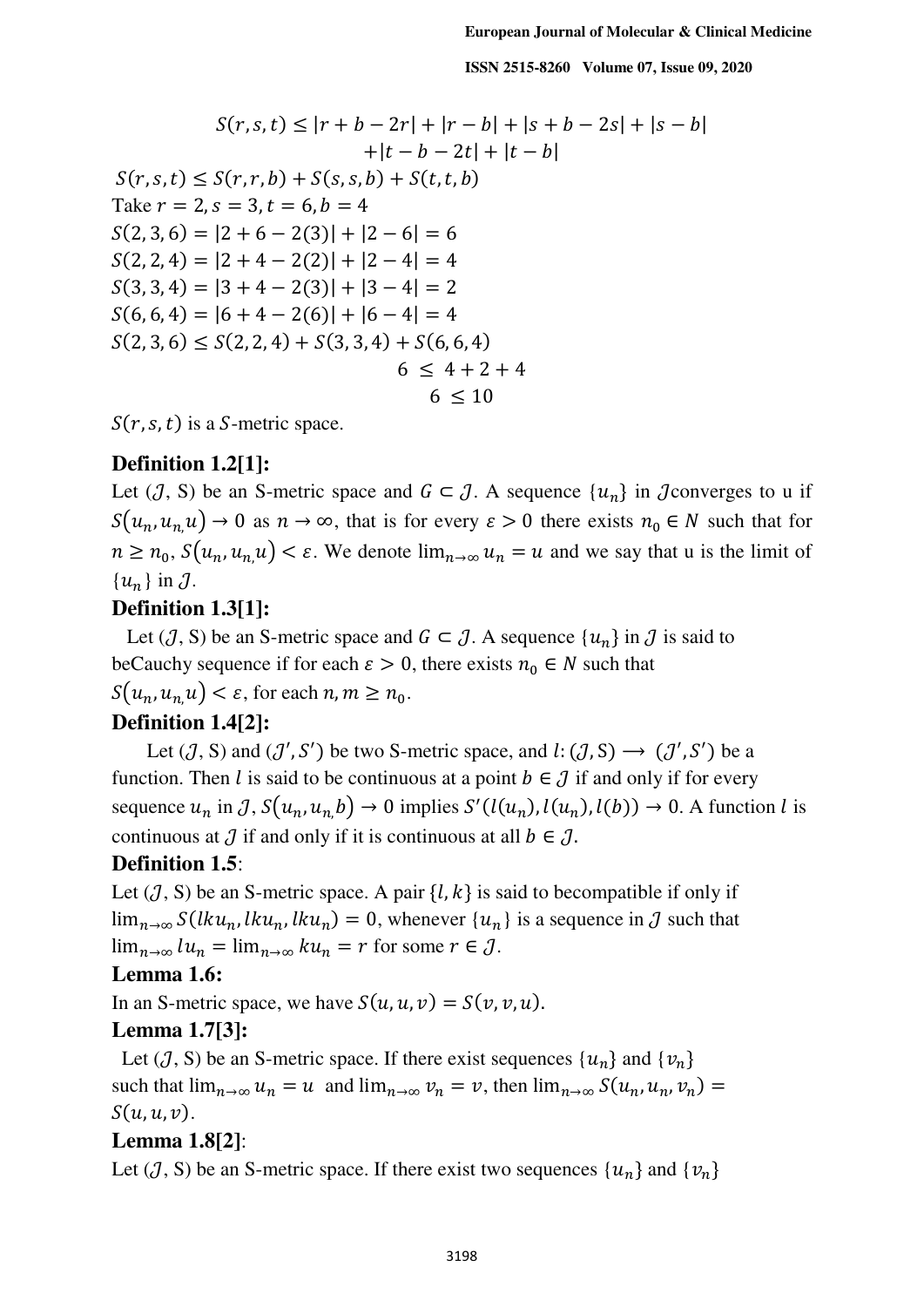$$S(r,s,t) \leq |r+b-2r| + |r-b| + |s+b-2s| + |s-b|$$
$$+|t-b-2t| + |t-b|$$

$S(r,s,t) \leq S(r,r,b) + S(s,s,b) + S(t,t,b)$

Take $r = 2, s = 3, t = 6, b = 4$

$S(2,3,6) = |2+6-2(3)| + |2-6| = 6$

$S(2,2,4) = |2+4-2(2)| + |2-4| = 4$

$S(3,3,4) = |3+4-2(3)| + |3-4| = 2$

$S(6,6,4) = |6+4-2(6)| + |6-4| = 4$

$S(2,3,6) \leq S(2,2,4) + S(3,3,4) + S(6,6,4)$

$$6 \leq 4+2+4$$
$$6 \leq 10$$

$S(r,s,t)$ is a $S$-metric space.

### Definition 1.2[1]:

Let ($\mathcal{J}$, S) be an S-metric space and $G \subset \mathcal{J}$. A sequence $\{u_n\}$ in $\mathcal{J}$converges to u if $S(u_n, u_{n,} u) \to 0$ as $n \to \infty$, that is for every $\varepsilon > 0$ there exists $n_0 \in N$ such that for $n \geq n_0$, $S(u_n, u_{n,} u) < \varepsilon$. We denote $\lim_{n\to\infty} u_n = u$ and we say that u is the limit of $\{u_n\}$ in $\mathcal{J}$.

### Definition 1.3[1]:

Let ($\mathcal{J}$, S) be an S-metric space and $G \subset \mathcal{J}$. A sequence $\{u_n\}$ in $\mathcal{J}$ is said to beCauchy sequence if for each $\varepsilon > 0$, there exists $n_0 \in N$ such that $S(u_n, u_{n,} u) < \varepsilon$, for each $n, m \geq n_0$.

### Definition 1.4[2]:

Let ($\mathcal{J}$, S) and $(\mathcal{J}', S')$ be two S-metric space, and $l: (\mathcal{J}, S) \to (\mathcal{J}', S')$ be a function. Then $l$ is said to be continuous at a point $b \in \mathcal{J}$ if and only if for every sequence $u_n$ in $\mathcal{J}$, $S(u_n, u_{n,} b) \to 0$ implies $S'(l(u_n), l(u_n), l(b)) \to 0$. A function $l$ is continuous at $\mathcal{J}$ if and only if it is continuous at all $b \in \mathcal{J}$.

### Definition 1.5:

Let ($\mathcal{J}$, S) be an S-metric space. A pair $\{l, k\}$ is said to becompatible if only if $\lim_{n\to\infty} S(lku_n, lku_n, lku_n) = 0$, whenever $\{u_n\}$ is a sequence in $\mathcal{J}$ such that $\lim_{n\to\infty} lu_n = \lim_{n\to\infty} ku_n = r$ for some $r \in \mathcal{J}$.

### Lemma 1.6:

In an S-metric space, we have $S(u, u, v) = S(v, v, u)$.

### Lemma 1.7[3]:

Let ($\mathcal{J}$, S) be an S-metric space. If there exist sequences $\{u_n\}$ and $\{v_n\}$ such that $\lim_{n\to\infty} u_n = u$ and $\lim_{n\to\infty} v_n = v$, then $\lim_{n\to\infty} S(u_n, u_n, v_n) = S(u, u, v)$.

### Lemma 1.8[2]:

Let ($\mathcal{J}$, S) be an S-metric space. If there exist two sequences $\{u_n\}$ and $\{v_n\}$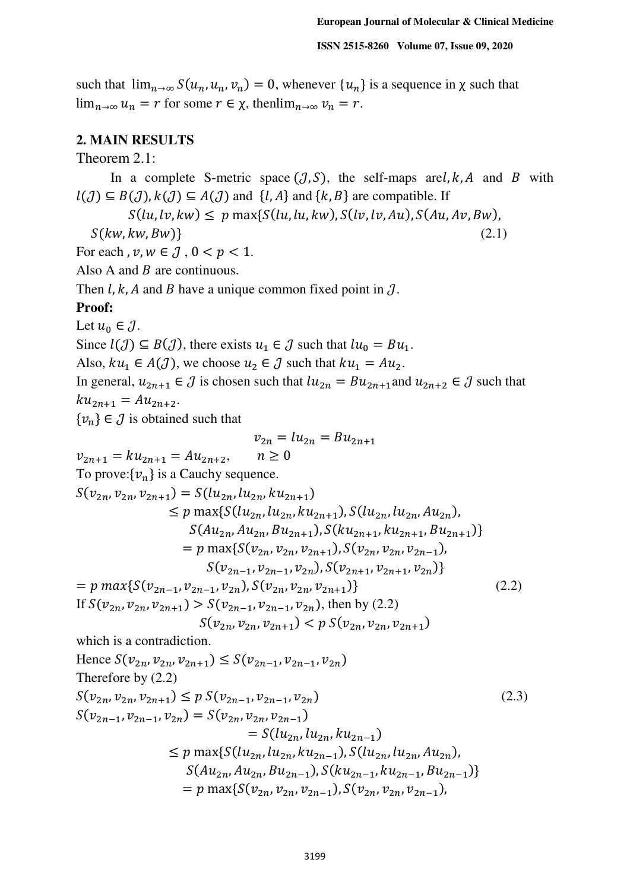such that $\lim_{n\to\infty} S(u_n, u_n, v_n) = 0$, whenever $\{u_n\}$ is a sequence in χ such that $\lim_{n\to\infty} u_n = r$ for some $r \in χ$, then$\lim_{n\to\infty} v_n = r$.

## 2. MAIN RESULTS

Theorem 2.1:

In a complete S-metric space $(\mathcal{J}, S)$, the self-maps are$l, k, A$ and $B$ with $l(\mathcal{J}) \subseteq B(\mathcal{J}), k(\mathcal{J}) \subseteq A(\mathcal{J})$ and $\{l, A\}$ and $\{k, B\}$ are compatible. If

$$S(lu, lv, kw) \leq \ p \max\{S(lu, lu, kw), S(lv, lv, Au), S(Au, Av, Bw), S(kw, kw, Bw)\} \tag{2.1}$$

For each , $v, w \in \mathcal{J}$ , $0 < p < 1$.

Also A and $B$ are continuous.

Then $l, k, A$ and $B$ have a unique common fixed point in $\mathcal{J}$.

**Proof:**

Let $u_0 \in \mathcal{J}$.

Since $l(\mathcal{J}) \subseteq B(\mathcal{J})$, there exists $u_1 \in \mathcal{J}$ such that $lu_0 = Bu_1$.

Also, $ku_1 \in A(\mathcal{J})$, we choose $u_2 \in \mathcal{J}$ such that $ku_1 = Au_2$.

In general, $u_{2n+1} \in \mathcal{J}$ is chosen such that $lu_{2n} = Bu_{2n+1}$and $u_{2n+2} \in \mathcal{J}$ such that $ku_{2n+1} = Au_{2n+2}$.

$\{v_n\} \in \mathcal{J}$ is obtained such that

$$v_{2n} = lu_{2n} = Bu_{2n+1}$$

$$v_{2n+1} = ku_{2n+1} = Au_{2n+2}, \qquad n \geq 0$$

To prove:$\{v_n\}$ is a Cauchy sequence.

$$\begin{aligned}
S(v_{2n}, v_{2n}, v_{2n+1}) &= S(lu_{2n}, lu_{2n}, ku_{2n+1}) \\
&\leq p \max\{S(lu_{2n}, lu_{2n}, ku_{2n+1}), S(lu_{2n}, lu_{2n}, Au_{2n}), \\
&\qquad S(Au_{2n}, Au_{2n}, Bu_{2n+1}), S(ku_{2n+1}, ku_{2n+1}, Bu_{2n+1})\} \\
&= p \max\{S(v_{2n}, v_{2n}, v_{2n+1}), S(v_{2n}, v_{2n}, v_{2n-1}), \\
&\qquad S(v_{2n-1}, v_{2n-1}, v_{2n}), S(v_{2n+1}, v_{2n+1}, v_{2n})\} \\
&= p \max\{S(v_{2n-1}, v_{2n-1}, v_{2n}), S(v_{2n}, v_{2n}, v_{2n+1})\}
\end{aligned} \tag{2.2}$$

If $S(v_{2n}, v_{2n}, v_{2n+1}) > S(v_{2n-1}, v_{2n-1}, v_{2n})$, then by (2.2)

$$S(v_{2n}, v_{2n}, v_{2n+1}) < p\, S(v_{2n}, v_{2n}, v_{2n+1})$$

which is a contradiction.

Hence $S(v_{2n}, v_{2n}, v_{2n+1}) \leq S(v_{2n-1}, v_{2n-1}, v_{2n})$

Therefore by (2.2)

$$S(v_{2n}, v_{2n}, v_{2n+1}) \leq p\, S(v_{2n-1}, v_{2n-1}, v_{2n}) \tag{2.3}$$

$$\begin{aligned}
S(v_{2n-1}, v_{2n-1}, v_{2n}) &= S(v_{2n}, v_{2n}, v_{2n-1}) \\
&= S(lu_{2n}, lu_{2n}, ku_{2n-1}) \\
&\leq p \max\{S(lu_{2n}, lu_{2n}, ku_{2n-1}), S(lu_{2n}, lu_{2n}, Au_{2n}), \\
&\qquad S(Au_{2n}, Au_{2n}, Bu_{2n-1}), S(ku_{2n-1}, ku_{2n-1}, Bu_{2n-1})\} \\
&= p \max\{S(v_{2n}, v_{2n}, v_{2n-1}), S(v_{2n}, v_{2n}, v_{2n-1}),
\end{aligned}$$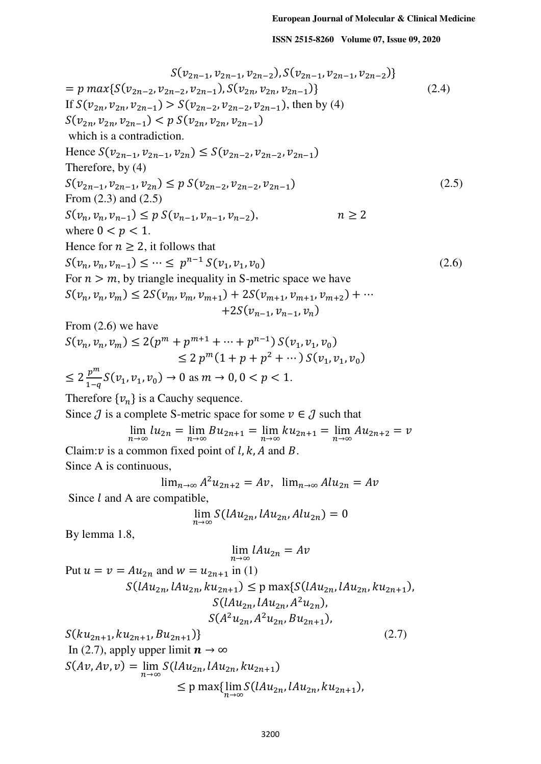$$S(v_{2n-1}, v_{2n-1}, v_{2n-2}), S(v_{2n-1}, v_{2n-1}, v_{2n-2})\}$$

$$= p\ max\{S(v_{2n-2}, v_{2n-2}, v_{2n-1}), S(v_{2n}, v_{2n}, v_{2n-1})\} \tag{2.4}$$

If $S(v_{2n}, v_{2n}, v_{2n-1}) > S(v_{2n-2}, v_{2n-2}, v_{2n-1})$, then by (4)

$S(v_{2n}, v_{2n}, v_{2n-1}) < p\ S(v_{2n}, v_{2n}, v_{2n-1})$

which is a contradiction.

Hence $S(v_{2n-1}, v_{2n-1}, v_{2n}) \leq S(v_{2n-2}, v_{2n-2}, v_{2n-1})$

Therefore, by (4)

$$S(v_{2n-1}, v_{2n-1}, v_{2n}) \leq p\ S(v_{2n-2}, v_{2n-2}, v_{2n-1}) \tag{2.5}$$

From (2.3) and (2.5)

$S(v_n, v_n, v_{n-1}) \leq p\ S(v_{n-1}, v_{n-1}, v_{n-2}), \qquad n \geq 2$

where $0 < p < 1$.

Hence for $n \geq 2$, it follows that

$$S(v_n, v_n, v_{n-1}) \leq \cdots \leq p^{n-1} S(v_1, v_1, v_0) \tag{2.6}$$

For $n > m$, by triangle inequality in S-metric space we have

$$S(v_n, v_n, v_m) \leq 2S(v_m, v_m, v_{m+1}) + 2S(v_{m+1}, v_{m+1}, v_{m+2}) + \cdots + 2S(v_{n-1}, v_{n-1}, v_n)$$

From (2.6) we have

$$S(v_n, v_n, v_m) \leq 2(p^m + p^{m+1} + \cdots + p^{n-1})\, S(v_1, v_1, v_0)$$

$$\leq 2\, p^m(1 + p + p^2 + \cdots)\, S(v_1, v_1, v_0)$$

$\leq 2\frac{p^m}{1-q} S(v_1, v_1, v_0) \to 0$ as $m \to 0, 0 < p < 1$.

Therefore $\{v_n\}$ is a Cauchy sequence.

Since $\mathcal{J}$ is a complete S-metric space for some $v \in \mathcal{J}$ such that

$$\lim_{n\to\infty} lu_{2n} = \lim_{n\to\infty} Bu_{2n+1} = \lim_{n\to\infty} ku_{2n+1} = \lim_{n\to\infty} Au_{2n+2} = v$$

Claim: $v$ is a common fixed point of $l, k, A$ and $B$.

Since A is continuous,

$$\lim_{n\to\infty} A^2 u_{2n+2} = Av, \quad \lim_{n\to\infty} Alu_{2n} = Av$$

Since $l$ and A are compatible,

$$\lim_{n\to\infty} S(lAu_{2n}, lAu_{2n}, Alu_{2n}) = 0$$

By lemma 1.8,

$$\lim_{n\to\infty} lAu_{2n} = Av$$

Put $u = v = Au_{2n}$ and $w = u_{2n+1}$ in (1)

$$S(lAu_{2n}, lAu_{2n}, ku_{2n+1}) \leq \text{p}\max\{S(lAu_{2n}, lAu_{2n}, ku_{2n+1}), S(lAu_{2n}, lAu_{2n}, A^2u_{2n}), S(A^2u_{2n}, A^2u_{2n}, Bu_{2n+1}), S(ku_{2n+1}, ku_{2n+1}, Bu_{2n+1})\} \tag{2.7}$$

In (2.7), apply upper limit $\boldsymbol{n} \to \infty$

$$S(Av, Av, v) = \lim_{n\to\infty} S(lAu_{2n}, lAu_{2n}, ku_{2n+1})$$

$$\leq \text{p}\max\{\lim_{n\to\infty} S(lAu_{2n}, lAu_{2n}, ku_{2n+1}),$$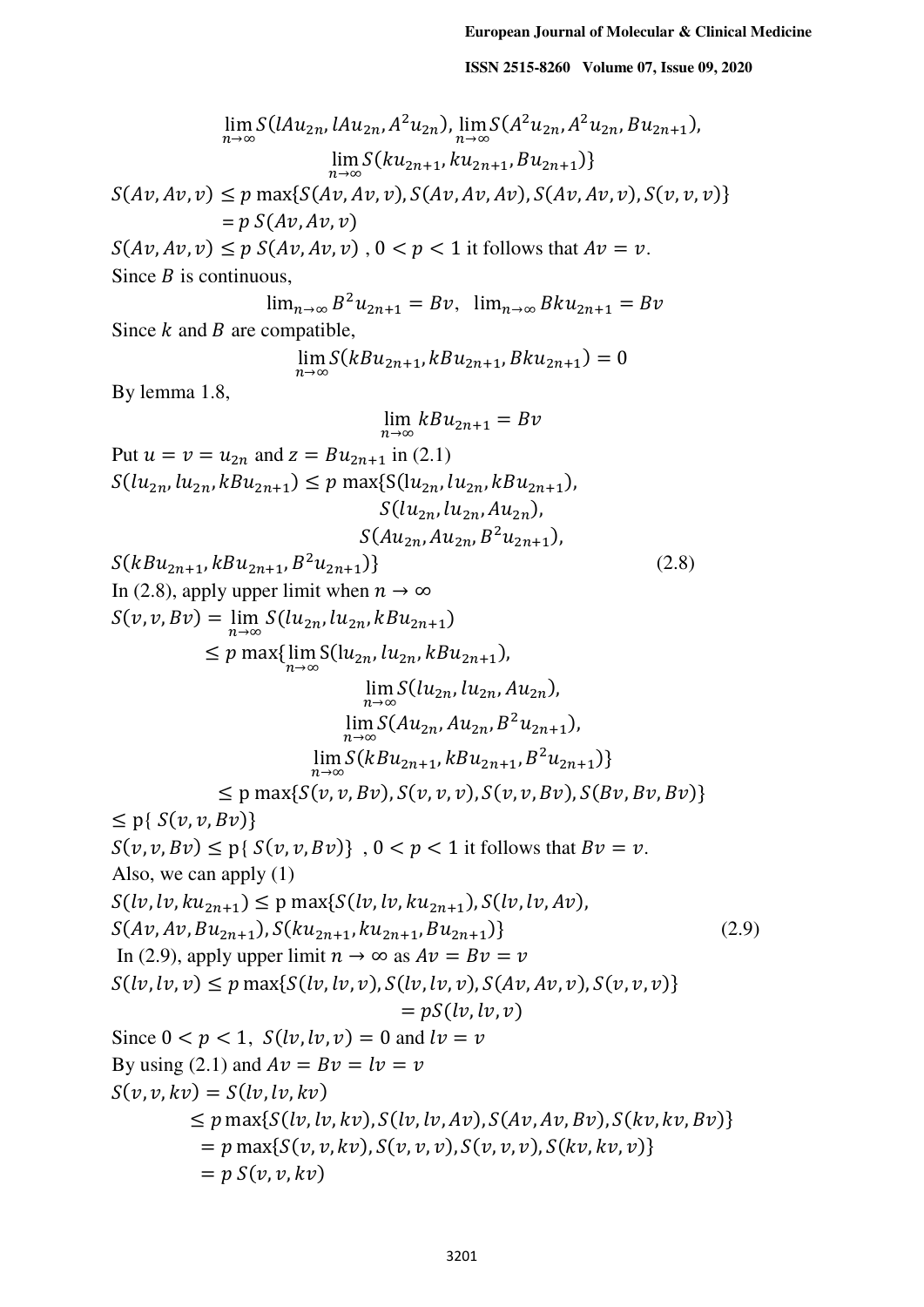$$\lim_{n\to\infty} S(lAu_{2n}, lAu_{2n}, A^2u_{2n}), \lim_{n\to\infty} S(A^2u_{2n}, A^2u_{2n}, Bu_{2n+1}),$$
$$\lim_{n\to\infty} S(ku_{2n+1}, ku_{2n+1}, Bu_{2n+1})\}$$

$$S(Av, Av, v) \leq p \max\{S(Av, Av, v), S(Av, Av, Av), S(Av, Av, v), S(v, v, v)\}$$
$$= p\, S(Av, Av, v)$$

$S(Av, Av, v) \leq p\, S(Av, Av, v)$ , $0 < p < 1$ it follows that $Av = v$.

Since $B$ is continuous,

$$\lim_{n\to\infty} B^2u_{2n+1} = Bv, \quad \lim_{n\to\infty} Bku_{2n+1} = Bv$$

Since $k$ and $B$ are compatible,

$$\lim_{n\to\infty} S(kBu_{2n+1}, kBu_{2n+1}, Bku_{2n+1}) = 0$$

By lemma 1.8,

$$\lim_{n\to\infty} kBu_{2n+1} = Bv$$

Put $u = v = u_{2n}$ and $z = Bu_{2n+1}$ in (2.1)

$$S(lu_{2n}, lu_{2n}, kBu_{2n+1}) \leq p \max\{S(lu_{2n}, lu_{2n}, kBu_{2n+1}), S(lu_{2n}, lu_{2n}, Au_{2n}), S(Au_{2n}, Au_{2n}, B^2u_{2n+1}), S(kBu_{2n+1}, kBu_{2n+1}, B^2u_{2n+1})\} \tag{2.8}$$

In (2.8), apply upper limit when $n \to \infty$

$$S(v, v, Bv) = \lim_{n\to\infty} S(lu_{2n}, lu_{2n}, kBu_{2n+1})$$
$$\leq p \max\{\lim_{n\to\infty} S(lu_{2n}, lu_{2n}, kBu_{2n+1}), \lim_{n\to\infty} S(lu_{2n}, lu_{2n}, Au_{2n}), \lim_{n\to\infty} S(Au_{2n}, Au_{2n}, B^2u_{2n+1}), \lim_{n\to\infty} S(kBu_{2n+1}, kBu_{2n+1}, B^2u_{2n+1})\}$$
$$\leq p \max\{S(v, v, Bv), S(v, v, v), S(v, v, Bv), S(Bv, Bv, Bv)\}$$
$$\leq p\{S(v, v, Bv)\}$$

$S(v, v, Bv) \leq p\{S(v, v, Bv)\}$ , $0 < p < 1$ it follows that $Bv = v$.

Also, we can apply (1)

$$S(lv, lv, ku_{2n+1}) \leq p \max\{S(lv, lv, ku_{2n+1}), S(lv, lv, Av), S(Av, Av, Bu_{2n+1}), S(ku_{2n+1}, ku_{2n+1}, Bu_{2n+1})\} \tag{2.9}$$

In (2.9), apply upper limit $n \to \infty$ as $Av = Bv = v$

$$S(lv, lv, v) \leq p \max\{S(lv, lv, v), S(lv, lv, v), S(Av, Av, v), S(v, v, v)\}$$
$$= pS(lv, lv, v)$$

Since $0 < p < 1$, $S(lv, lv, v) = 0$ and $lv = v$

By using (2.1) and $Av = Bv = lv = v$

$$S(v, v, kv) = S(lv, lv, kv)$$
$$\leq p \max\{S(lv, lv, kv), S(lv, lv, Av), S(Av, Av, Bv), S(kv, kv, Bv)\}$$
$$= p \max\{S(v, v, kv), S(v, v, v), S(v, v, v), S(kv, kv, v)\}$$
$$= p\, S(v, v, kv)$$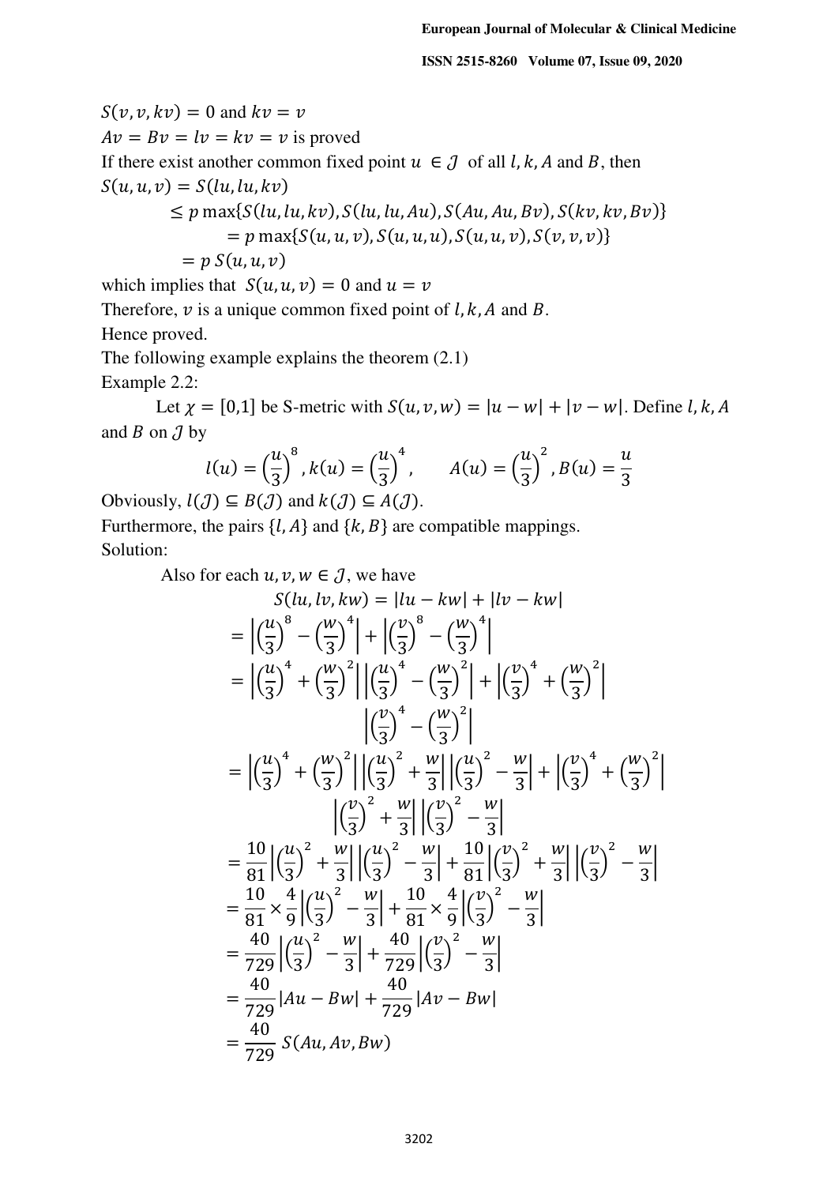$S(v, v, kv) = 0$ and $kv = v$

$Av = Bv = lv = kv = v$ is proved

If there exist another common fixed point $u \in \mathcal{J}$ of all $l, k, A$ and $B$, then

$$
\begin{aligned}
S(u, u, v) &= S(lu, lu, kv) \\
&\leq p \max\{S(lu, lu, kv), S(lu, lu, Au), S(Au, Au, Bv), S(kv, kv, Bv)\} \\
&= p \max\{S(u, u, v), S(u, u, u), S(u, u, v), S(v, v, v)\} \\
&= p\, S(u, u, v)
\end{aligned}
$$

which implies that $S(u, u, v) = 0$ and $u = v$

Therefore, $v$ is a unique common fixed point of $l, k, A$ and $B$.

Hence proved.

The following example explains the theorem (2.1)

Example 2.2:

Let $\chi = [0,1]$ be S-metric with $S(u, v, w) = |u - w| + |v - w|$. Define $l, k, A$ and $B$ on $\mathcal{J}$ by

$$
l(u) = \left(\frac{u}{3}\right)^8, k(u) = \left(\frac{u}{3}\right)^4, \qquad A(u) = \left(\frac{u}{3}\right)^2, B(u) = \frac{u}{3}
$$

Obviously, $l(\mathcal{J}) \subseteq B(\mathcal{J})$ and $k(\mathcal{J}) \subseteq A(\mathcal{J})$.

Furthermore, the pairs $\{l, A\}$ and $\{k, B\}$ are compatible mappings.

Solution:

Also for each $u, v, w \in \mathcal{J}$, we have

$$
\begin{aligned}
S(lu, lv, kw) &= |lu - kw| + |lv - kw| \\
&= \left|\left(\frac{u}{3}\right)^8 - \left(\frac{w}{3}\right)^4\right| + \left|\left(\frac{v}{3}\right)^8 - \left(\frac{w}{3}\right)^4\right| \\
&= \left|\left(\frac{u}{3}\right)^4 + \left(\frac{w}{3}\right)^2\right|\left|\left(\frac{u}{3}\right)^4 - \left(\frac{w}{3}\right)^2\right| + \left|\left(\frac{v}{3}\right)^4 + \left(\frac{w}{3}\right)^2\right|\left|\left(\frac{v}{3}\right)^4 - \left(\frac{w}{3}\right)^2\right| \\
&= \left|\left(\frac{u}{3}\right)^4 + \left(\frac{w}{3}\right)^2\right|\left|\left(\frac{u}{3}\right)^2 + \frac{w}{3}\right|\left|\left(\frac{u}{3}\right)^2 - \frac{w}{3}\right| + \left|\left(\frac{v}{3}\right)^4 + \left(\frac{w}{3}\right)^2\right|\left|\left(\frac{v}{3}\right)^2 + \frac{w}{3}\right|\left|\left(\frac{v}{3}\right)^2 - \frac{w}{3}\right| \\
&= \frac{10}{81}\left|\left(\frac{u}{3}\right)^2 + \frac{w}{3}\right|\left|\left(\frac{u}{3}\right)^2 - \frac{w}{3}\right| + \frac{10}{81}\left|\left(\frac{v}{3}\right)^2 + \frac{w}{3}\right|\left|\left(\frac{v}{3}\right)^2 - \frac{w}{3}\right| \\
&= \frac{10}{81} \times \frac{4}{9}\left|\left(\frac{u}{3}\right)^2 - \frac{w}{3}\right| + \frac{10}{81} \times \frac{4}{9}\left|\left(\frac{v}{3}\right)^2 - \frac{w}{3}\right| \\
&= \frac{40}{729}\left|\left(\frac{u}{3}\right)^2 - \frac{w}{3}\right| + \frac{40}{729}\left|\left(\frac{v}{3}\right)^2 - \frac{w}{3}\right| \\
&= \frac{40}{729}|Au - Bw| + \frac{40}{729}|Av - Bw| \\
&= \frac{40}{729}\, S(Au, Av, Bw)
\end{aligned}
$$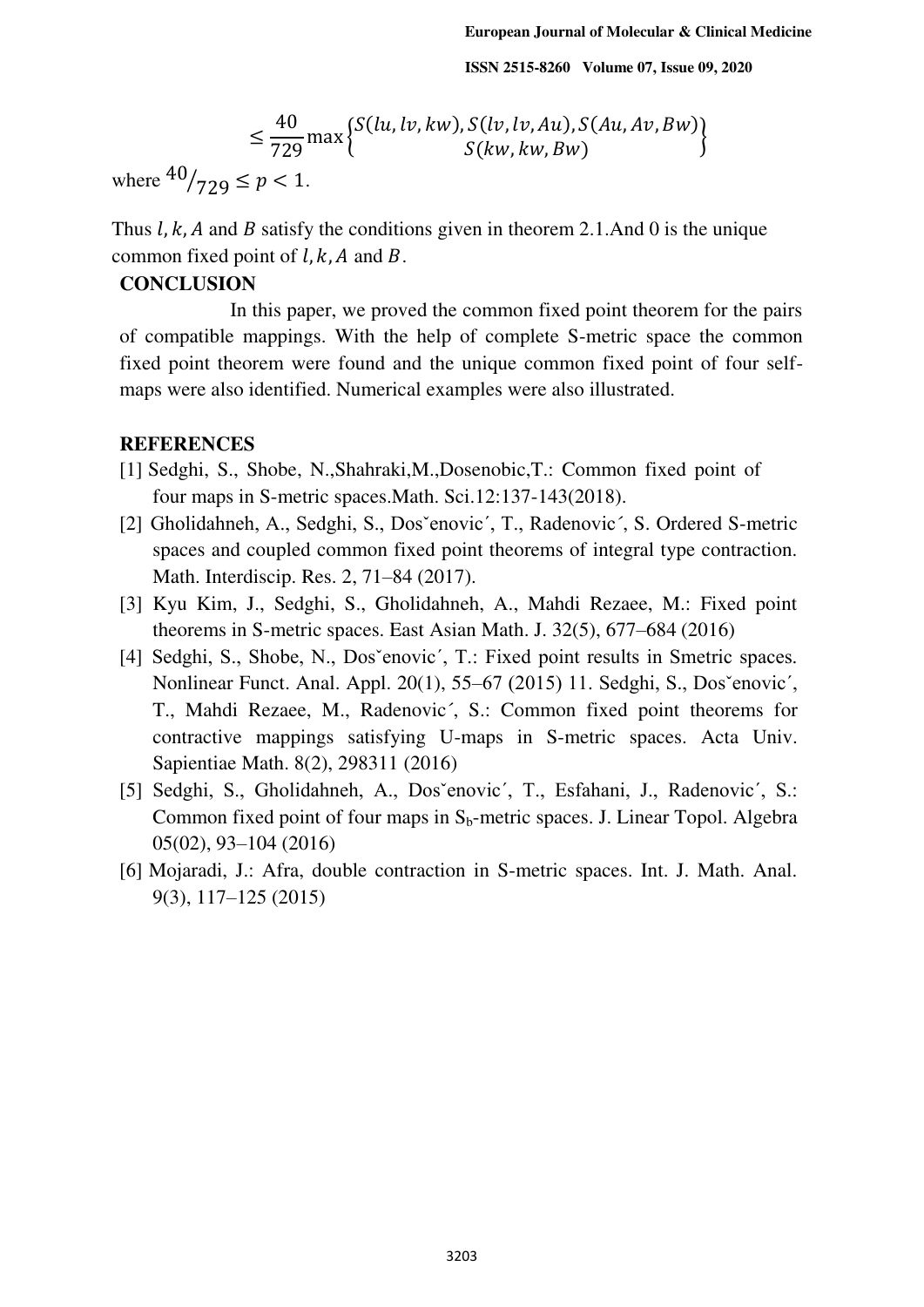$$\leq \frac{40}{729} \max \begin{Bmatrix} S(lu, lv, kw), S(lv, lv, Au), S(Au, Av, Bw) \\ S(kw, kw, Bw) \end{Bmatrix}$$

where $40/_{729} \leq p < 1$.

Thus $l, k, A$ and $B$ satisfy the conditions given in theorem 2.1.And 0 is the unique common fixed point of $l, k, A$ and $B$.

## CONCLUSION

In this paper, we proved the common fixed point theorem for the pairs of compatible mappings. With the help of complete S-metric space the common fixed point theorem were found and the unique common fixed point of four self-maps were also identified. Numerical examples were also illustrated.

## REFERENCES

[1] Sedghi, S., Shobe, N.,Shahraki,M.,Dosenobic,T.: Common fixed point of four maps in S-metric spaces.Math. Sci.12:137-143(2018).

[2] Gholidahneh, A., Sedghi, S., Dosˇenovic´, T., Radenovic´, S. Ordered S-metric spaces and coupled common fixed point theorems of integral type contraction. Math. Interdiscip. Res. 2, 71–84 (2017).

[3] Kyu Kim, J., Sedghi, S., Gholidahneh, A., Mahdi Rezaee, M.: Fixed point theorems in S-metric spaces. East Asian Math. J. 32(5), 677–684 (2016)

[4] Sedghi, S., Shobe, N., Dosˇenovic´, T.: Fixed point results in Smetric spaces. Nonlinear Funct. Anal. Appl. 20(1), 55–67 (2015) 11. Sedghi, S., Dosˇenovic´, T., Mahdi Rezaee, M., Radenovic´, S.: Common fixed point theorems for contractive mappings satisfying U-maps in S-metric spaces. Acta Univ. Sapientiae Math. 8(2), 298311 (2016)

[5] Sedghi, S., Gholidahneh, A., Dosˇenovic´, T., Esfahani, J., Radenovic´, S.: Common fixed point of four maps in $S_b$-metric spaces. J. Linear Topol. Algebra 05(02), 93–104 (2016)

[6] Mojaradi, J.: Afra, double contraction in S-metric spaces. Int. J. Math. Anal. 9(3), 117–125 (2015)